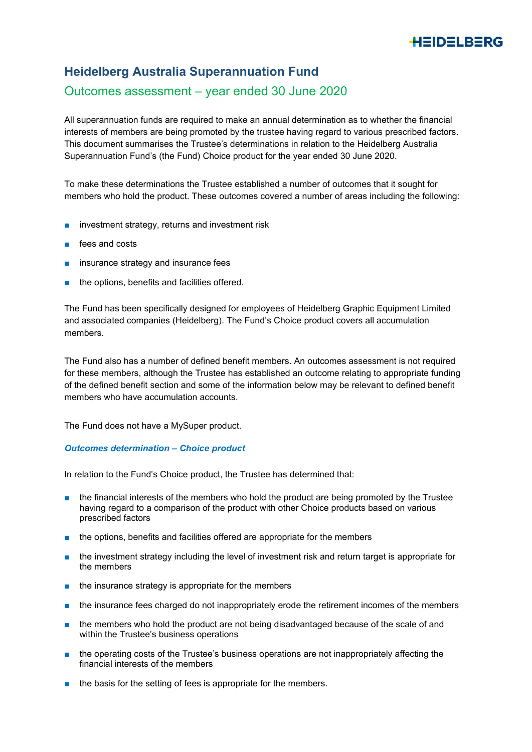# Heidelberg Australia Superannuation Fund

## Outcomes assessment – year ended 30 June 2020

All superannuation funds are required to make an annual determination as to whether the financial interests of members are being promoted by the trustee having regard to various prescribed factors. This document summarises the Trustee's determinations in relation to the Heidelberg Australia Superannuation Fund's (the Fund) Choice product for the year ended 30 June 2020.

To make these determinations the Trustee established a number of outcomes that it sought for members who hold the product. These outcomes covered a number of areas including the following:

- investment strategy, returns and investment risk
- fees and costs
- insurance strategy and insurance fees
- the options, benefits and facilities offered.

The Fund has been specifically designed for employees of Heidelberg Graphic Equipment Limited and associated companies (Heidelberg). The Fund's Choice product covers all accumulation members.

The Fund also has a number of defined benefit members. An outcomes assessment is not required for these members, although the Trustee has established an outcome relating to appropriate funding of the defined benefit section and some of the information below may be relevant to defined benefit members who have accumulation accounts.

The Fund does not have a MySuper product.

### *Outcomes determination – Choice product*

In relation to the Fund's Choice product, the Trustee has determined that:

- the financial interests of the members who hold the product are being promoted by the Trustee having regard to a comparison of the product with other Choice products based on various prescribed factors
- the options, benefits and facilities offered are appropriate for the members
- the investment strategy including the level of investment risk and return target is appropriate for the members
- the insurance strategy is appropriate for the members
- the insurance fees charged do not inappropriately erode the retirement incomes of the members
- the members who hold the product are not being disadvantaged because of the scale of and within the Trustee's business operations
- the operating costs of the Trustee's business operations are not inappropriately affecting the financial interests of the members
- the basis for the setting of fees is appropriate for the members.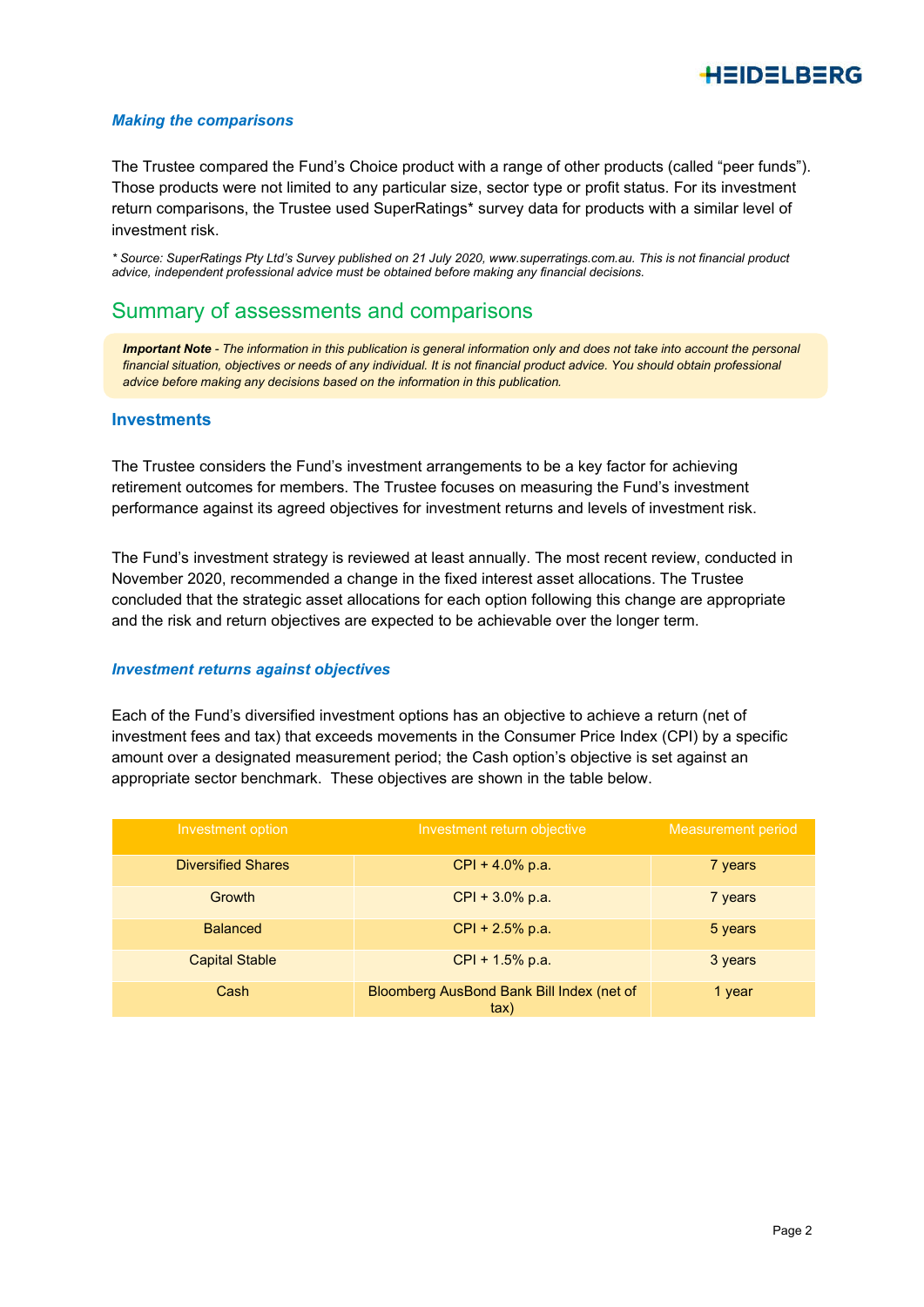### *Making the comparisons*

The Trustee compared the Fund's Choice product with a range of other products (called "peer funds"). Those products were not limited to any particular size, sector type or profit status. For its investment return comparisons, the Trustee used SuperRatings* survey data for products with a similar level of investment risk.

*\* Source: SuperRatings Pty Ltd's Survey published on 21 July 2020, www.superratings.com.au. This is not financial product advice, independent professional advice must be obtained before making any financial decisions.*

## Summary of assessments and comparisons

***Important Note*** *- The information in this publication is general information only and does not take into account the personal financial situation, objectives or needs of any individual. It is not financial product advice. You should obtain professional advice before making any decisions based on the information in this publication.*

### Investments

The Trustee considers the Fund's investment arrangements to be a key factor for achieving retirement outcomes for members. The Trustee focuses on measuring the Fund's investment performance against its agreed objectives for investment returns and levels of investment risk.

The Fund's investment strategy is reviewed at least annually. The most recent review, conducted in November 2020, recommended a change in the fixed interest asset allocations. The Trustee concluded that the strategic asset allocations for each option following this change are appropriate and the risk and return objectives are expected to be achievable over the longer term.

### *Investment returns against objectives*

Each of the Fund's diversified investment options has an objective to achieve a return (net of investment fees and tax) that exceeds movements in the Consumer Price Index (CPI) by a specific amount over a designated measurement period; the Cash option's objective is set against an appropriate sector benchmark. These objectives are shown in the table below.

| Investment option | Investment return objective | Measurement period |
|---|---|---|
| Diversified Shares | CPI + 4.0% p.a. | 7 years |
| Growth | CPI + 3.0% p.a. | 7 years |
| Balanced | CPI + 2.5% p.a. | 5 years |
| Capital Stable | CPI + 1.5% p.a. | 3 years |
| Cash | Bloomberg AusBond Bank Bill Index (net of tax) | 1 year |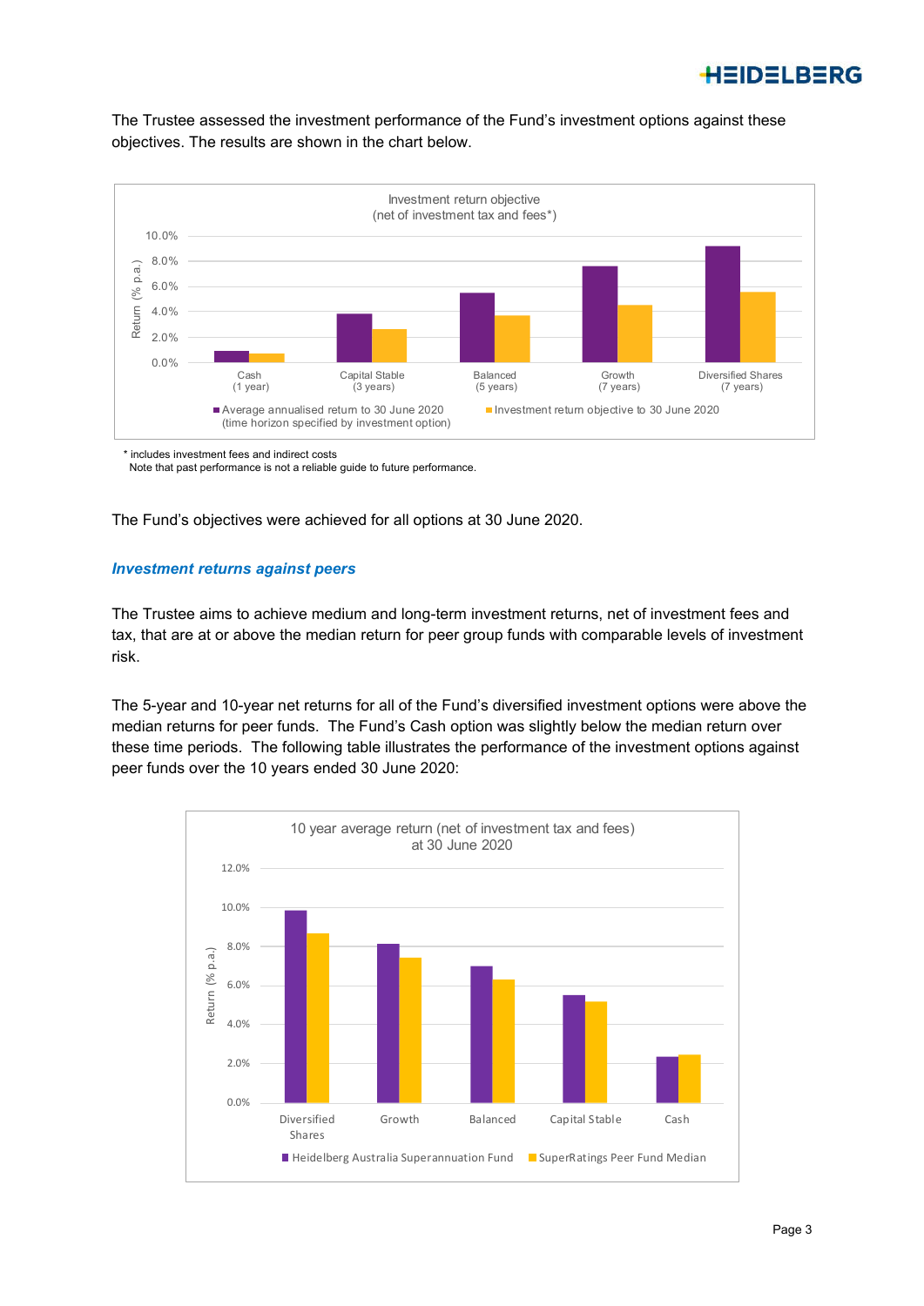The Trustee assessed the investment performance of the Fund's investment options against these objectives. The results are shown in the chart below.

Investment return objective
(net of investment tax and fees*)

10.0%
8.0%
6.0%
4.0%
2.0%
0.0%

Return (% p.a.)

Cash
(1 year)

Capital Stable
(3 years)

Balanced
(5 years)

Growth
(7 years)

Diversified Shares
(7 years)

Average annualised return to 30 June 2020
(time horizon specified by investment option)

Investment return objective to 30 June 2020

\* includes investment fees and indirect costs
Note that past performance is not a reliable guide to future performance.

The Fund's objectives were achieved for all options at 30 June 2020.

### *Investment returns against peers*

The Trustee aims to achieve medium and long-term investment returns, net of investment fees and tax, that are at or above the median return for peer group funds with comparable levels of investment risk.

The 5-year and 10-year net returns for all of the Fund's diversified investment options were above the median returns for peer funds. The Fund's Cash option was slightly below the median return over these time periods. The following table illustrates the performance of the investment options against peer funds over the 10 years ended 30 June 2020:

10 year average return (net of investment tax and fees)
at 30 June 2020

12.0%
10.0%
8.0%
6.0%
4.0%
2.0%
0.0%

Return (% p.a.)

Diversified Shares

Growth

Balanced

Capital Stable

Cash

Heidelberg Australia Superannuation Fund

SuperRatings Peer Fund Median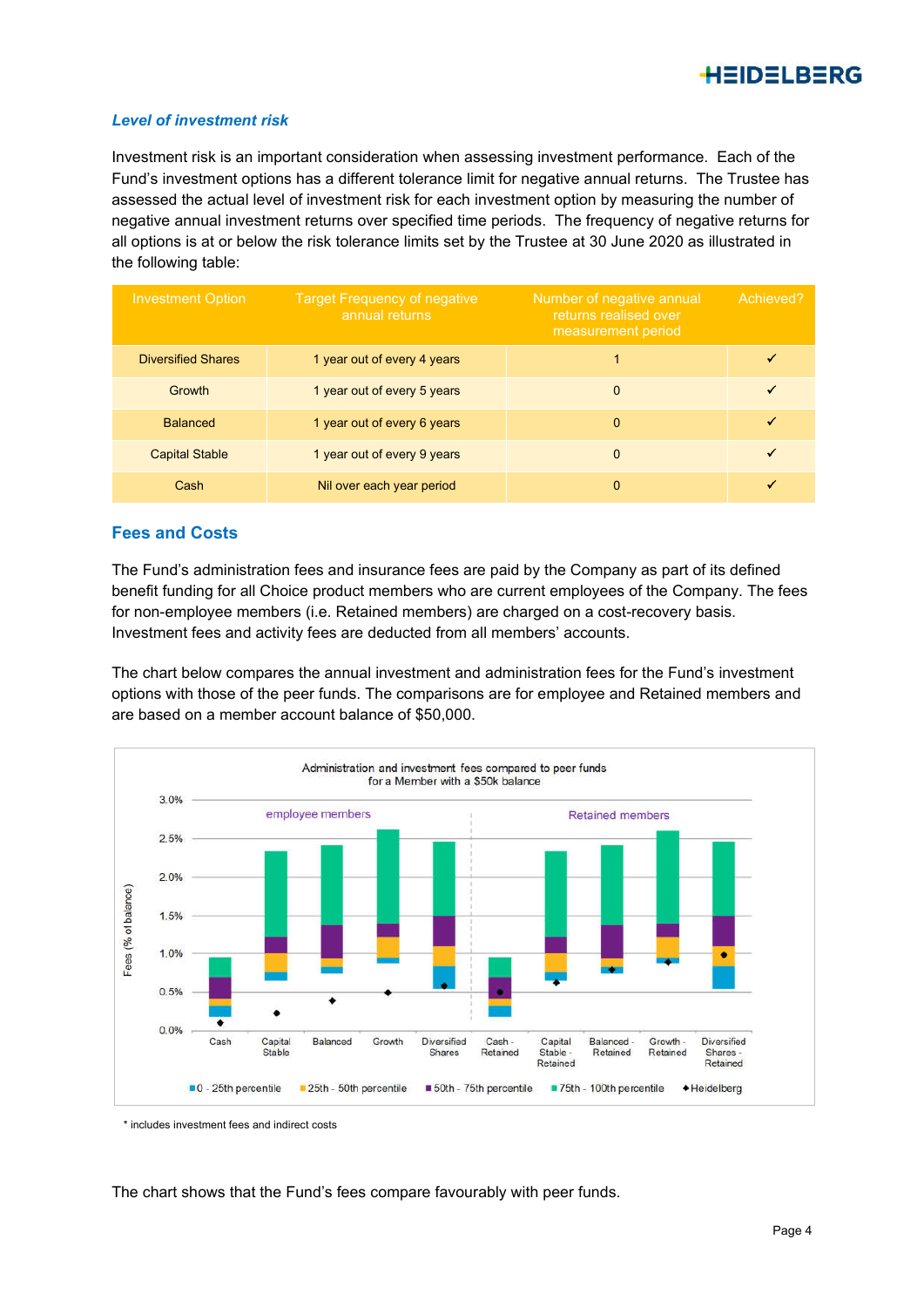### *Level of investment risk*

Investment risk is an important consideration when assessing investment performance. Each of the Fund's investment options has a different tolerance limit for negative annual returns. The Trustee has assessed the actual level of investment risk for each investment option by measuring the number of negative annual investment returns over specified time periods. The frequency of negative returns for all options is at or below the risk tolerance limits set by the Trustee at 30 June 2020 as illustrated in the following table:

| Investment Option | Target Frequency of negative annual returns | Number of negative annual returns realised over measurement period | Achieved? |
|---|---|---|---|
| Diversified Shares | 1 year out of every 4 years | 1 | ✓ |
| Growth | 1 year out of every 5 years | 0 | ✓ |
| Balanced | 1 year out of every 6 years | 0 | ✓ |
| Capital Stable | 1 year out of every 9 years | 0 | ✓ |
| Cash | Nil over each year period | 0 | ✓ |

## Fees and Costs

The Fund's administration fees and insurance fees are paid by the Company as part of its defined benefit funding for all Choice product members who are current employees of the Company. The fees for non-employee members (i.e. Retained members) are charged on a cost-recovery basis. Investment fees and activity fees are deducted from all members' accounts.

The chart below compares the annual investment and administration fees for the Fund's investment options with those of the peer funds. The comparisons are for employee and Retained members and are based on a member account balance of $50,000.

Administration and investment fees compared to peer funds for a Member with a $50k balance

\* includes investment fees and indirect costs

The chart shows that the Fund's fees compare favourably with peer funds.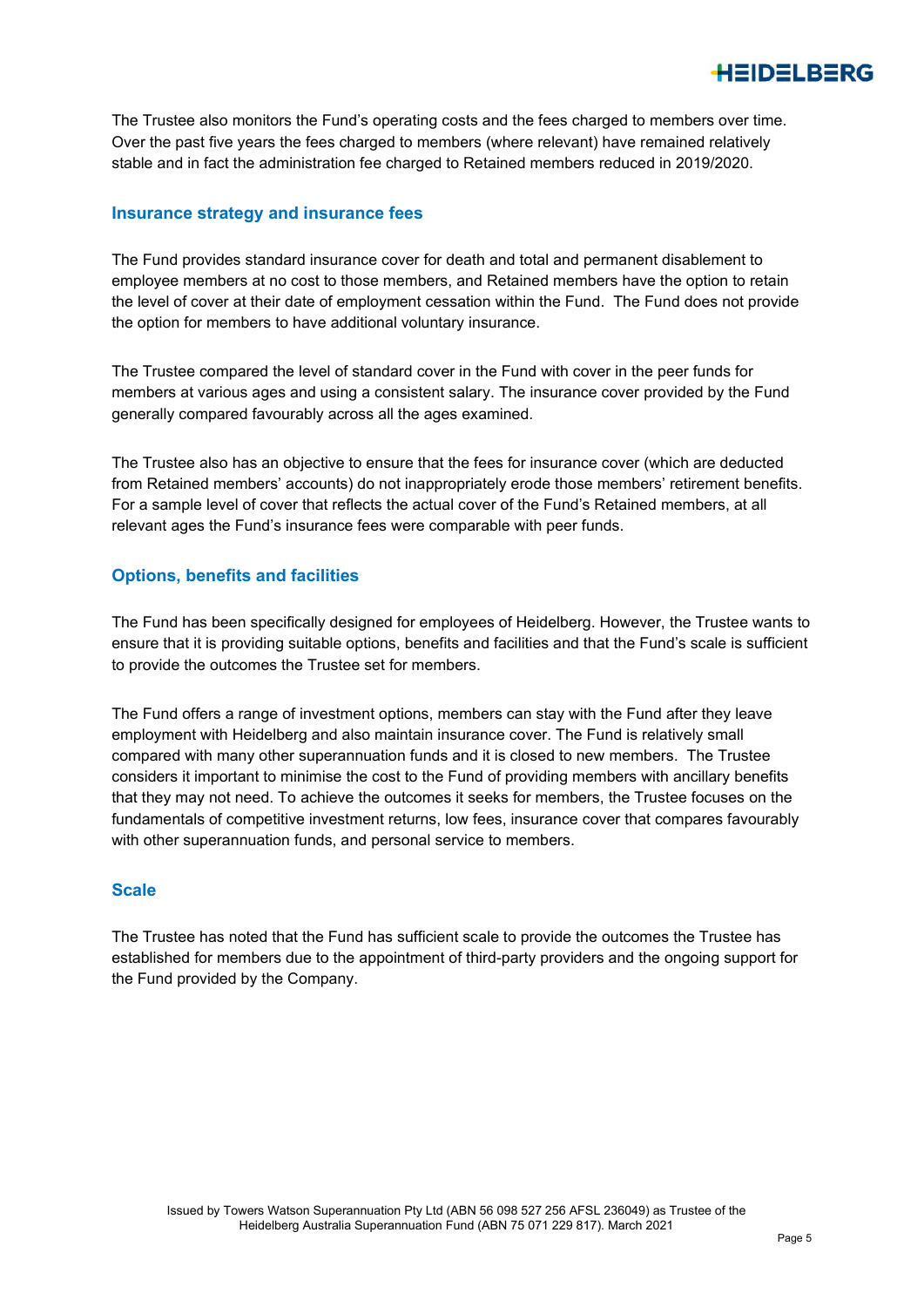The Trustee also monitors the Fund's operating costs and the fees charged to members over time. Over the past five years the fees charged to members (where relevant) have remained relatively stable and in fact the administration fee charged to Retained members reduced in 2019/2020.

## Insurance strategy and insurance fees

The Fund provides standard insurance cover for death and total and permanent disablement to employee members at no cost to those members, and Retained members have the option to retain the level of cover at their date of employment cessation within the Fund. The Fund does not provide the option for members to have additional voluntary insurance.

The Trustee compared the level of standard cover in the Fund with cover in the peer funds for members at various ages and using a consistent salary. The insurance cover provided by the Fund generally compared favourably across all the ages examined.

The Trustee also has an objective to ensure that the fees for insurance cover (which are deducted from Retained members' accounts) do not inappropriately erode those members' retirement benefits. For a sample level of cover that reflects the actual cover of the Fund's Retained members, at all relevant ages the Fund's insurance fees were comparable with peer funds.

## Options, benefits and facilities

The Fund has been specifically designed for employees of Heidelberg. However, the Trustee wants to ensure that it is providing suitable options, benefits and facilities and that the Fund's scale is sufficient to provide the outcomes the Trustee set for members.

The Fund offers a range of investment options, members can stay with the Fund after they leave employment with Heidelberg and also maintain insurance cover. The Fund is relatively small compared with many other superannuation funds and it is closed to new members. The Trustee considers it important to minimise the cost to the Fund of providing members with ancillary benefits that they may not need. To achieve the outcomes it seeks for members, the Trustee focuses on the fundamentals of competitive investment returns, low fees, insurance cover that compares favourably with other superannuation funds, and personal service to members.

## Scale

The Trustee has noted that the Fund has sufficient scale to provide the outcomes the Trustee has established for members due to the appointment of third-party providers and the ongoing support for the Fund provided by the Company.

Issued by Towers Watson Superannuation Pty Ltd (ABN 56 098 527 256 AFSL 236049) as Trustee of the Heidelberg Australia Superannuation Fund (ABN 75 071 229 817). March 2021